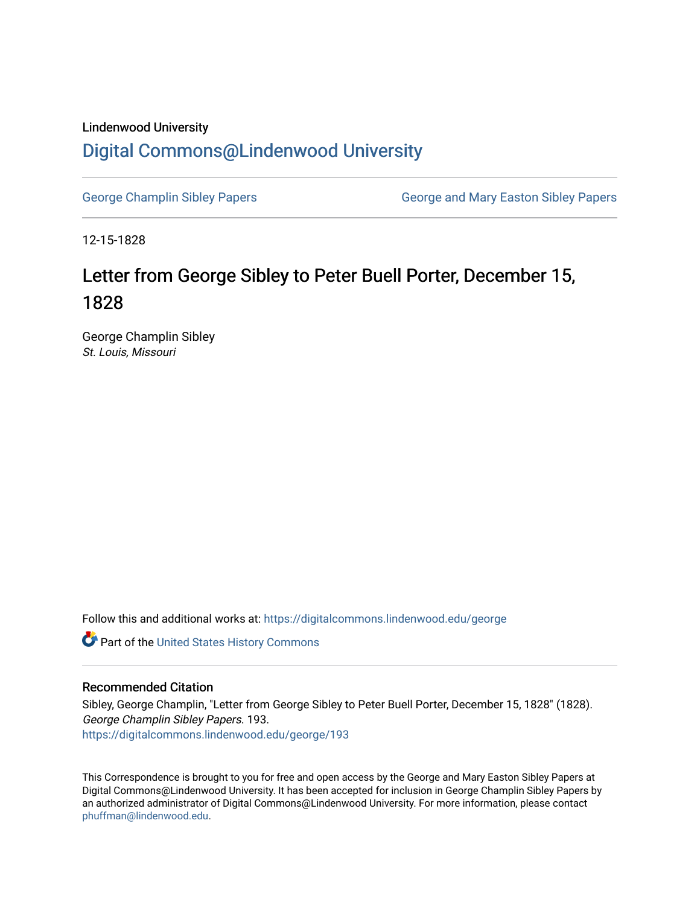Lindenwood University

# Digital Commons@Lindenwood University

George Champlin Sibley Papers | George and Mary Easton Sibley Papers

12-15-1828

## Letter from George Sibley to Peter Buell Porter, December 15, 1828

George Champlin Sibley
*St. Louis, Missouri*

Follow this and additional works at: https://digitalcommons.lindenwood.edu/george

Part of the United States History Commons

### Recommended Citation

Sibley, George Champlin, "Letter from George Sibley to Peter Buell Porter, December 15, 1828" (1828). *George Champlin Sibley Papers*. 193.
https://digitalcommons.lindenwood.edu/george/193

This Correspondence is brought to you for free and open access by the George and Mary Easton Sibley Papers at Digital Commons@Lindenwood University. It has been accepted for inclusion in George Champlin Sibley Papers by an authorized administrator of Digital Commons@Lindenwood University. For more information, please contact phuffman@lindenwood.edu.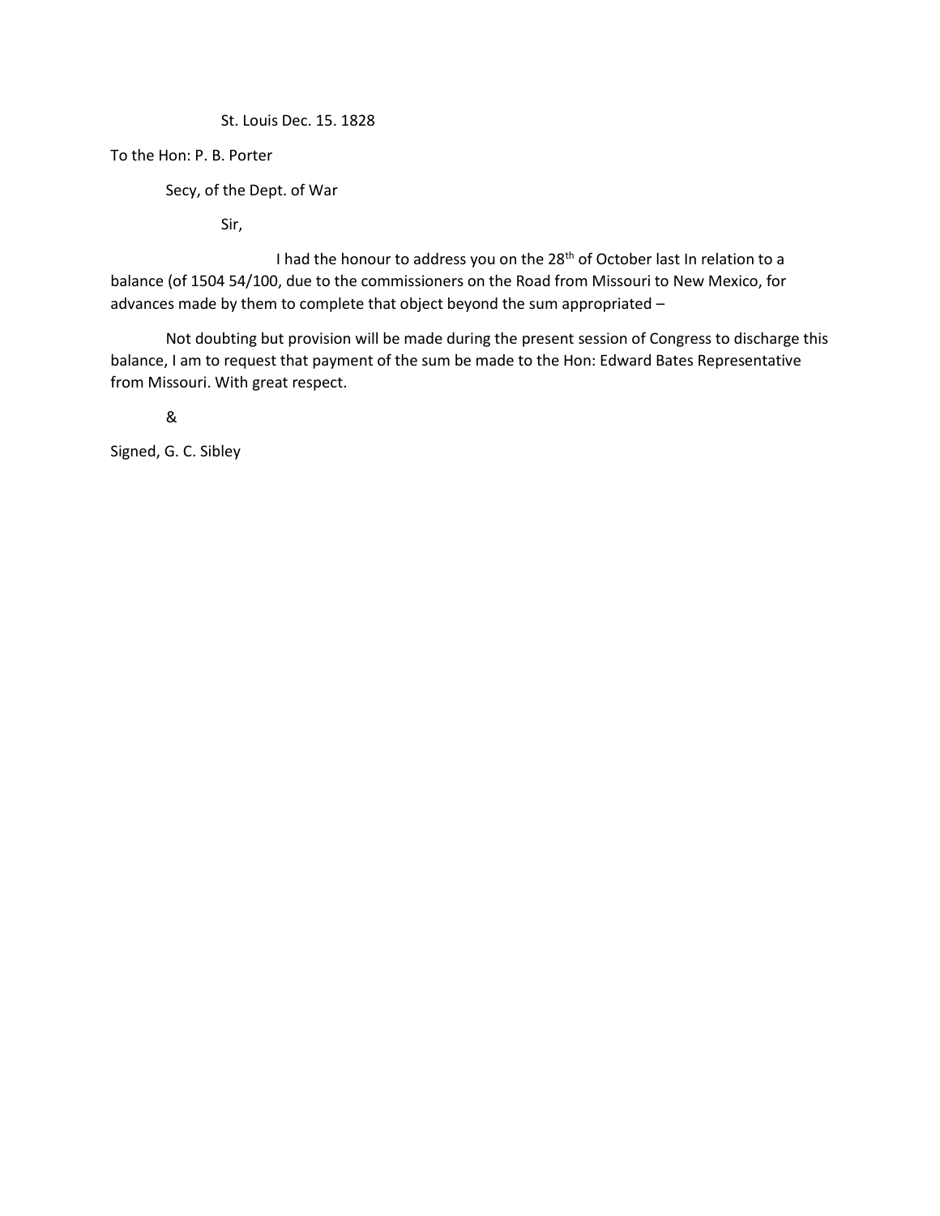St. Louis Dec. 15. 1828

To the Hon: P. B. Porter

Secy, of the Dept. of War

Sir,

I had the honour to address you on the 28th of October last In relation to a balance (of 1504 54/100, due to the commissioners on the Road from Missouri to New Mexico, for advances made by them to complete that object beyond the sum appropriated –

Not doubting but provision will be made during the present session of Congress to discharge this balance, I am to request that payment of the sum be made to the Hon: Edward Bates Representative from Missouri. With great respect.

&

Signed, G. C. Sibley